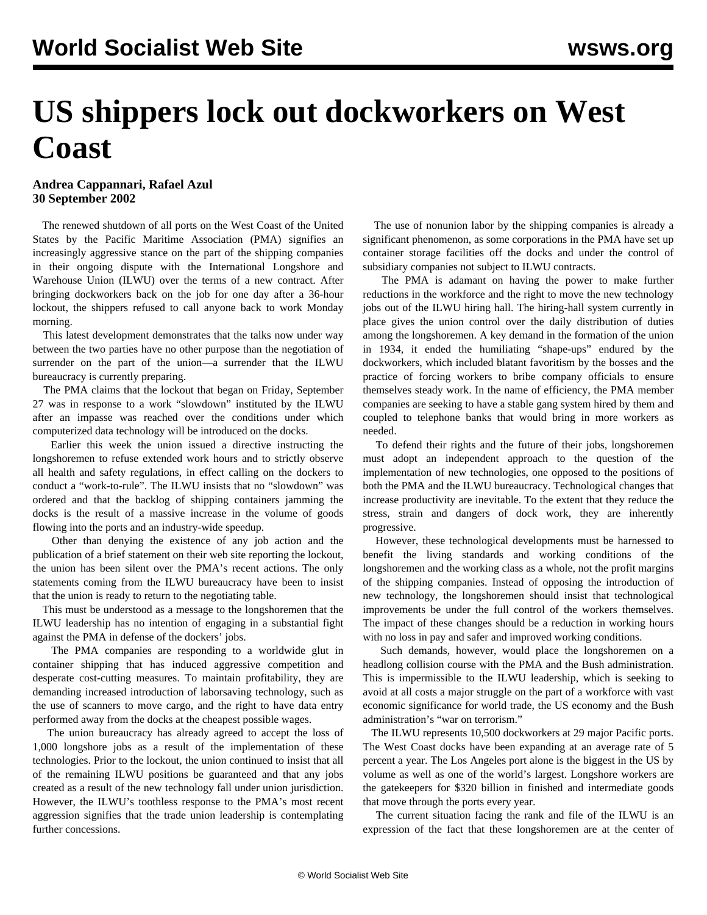# US shippers lock out dockworkers on West Coast

**Andrea Cappannari, Rafael Azul**
**30 September 2002**

The renewed shutdown of all ports on the West Coast of the United States by the Pacific Maritime Association (PMA) signifies an increasingly aggressive stance on the part of the shipping companies in their ongoing dispute with the International Longshore and Warehouse Union (ILWU) over the terms of a new contract. After bringing dockworkers back on the job for one day after a 36-hour lockout, the shippers refused to call anyone back to work Monday morning.

This latest development demonstrates that the talks now under way between the two parties have no other purpose than the negotiation of surrender on the part of the union—a surrender that the ILWU bureaucracy is currently preparing.

The PMA claims that the lockout that began on Friday, September 27 was in response to a work "slowdown" instituted by the ILWU after an impasse was reached over the conditions under which computerized data technology will be introduced on the docks.

Earlier this week the union issued a directive instructing the longshoremen to refuse extended work hours and to strictly observe all health and safety regulations, in effect calling on the dockers to conduct a "work-to-rule". The ILWU insists that no "slowdown" was ordered and that the backlog of shipping containers jamming the docks is the result of a massive increase in the volume of goods flowing into the ports and an industry-wide speedup.

Other than denying the existence of any job action and the publication of a brief statement on their web site reporting the lockout, the union has been silent over the PMA's recent actions. The only statements coming from the ILWU bureaucracy have been to insist that the union is ready to return to the negotiating table.

This must be understood as a message to the longshoremen that the ILWU leadership has no intention of engaging in a substantial fight against the PMA in defense of the dockers' jobs.

The PMA companies are responding to a worldwide glut in container shipping that has induced aggressive competition and desperate cost-cutting measures. To maintain profitability, they are demanding increased introduction of laborsaving technology, such as the use of scanners to move cargo, and the right to have data entry performed away from the docks at the cheapest possible wages.

The union bureaucracy has already agreed to accept the loss of 1,000 longshore jobs as a result of the implementation of these technologies. Prior to the lockout, the union continued to insist that all of the remaining ILWU positions be guaranteed and that any jobs created as a result of the new technology fall under union jurisdiction. However, the ILWU's toothless response to the PMA's most recent aggression signifies that the trade union leadership is contemplating further concessions.

The use of nonunion labor by the shipping companies is already a significant phenomenon, as some corporations in the PMA have set up container storage facilities off the docks and under the control of subsidiary companies not subject to ILWU contracts.

The PMA is adamant on having the power to make further reductions in the workforce and the right to move the new technology jobs out of the ILWU hiring hall. The hiring-hall system currently in place gives the union control over the daily distribution of duties among the longshoremen. A key demand in the formation of the union in 1934, it ended the humiliating "shape-ups" endured by the dockworkers, which included blatant favoritism by the bosses and the practice of forcing workers to bribe company officials to ensure themselves steady work. In the name of efficiency, the PMA member companies are seeking to have a stable gang system hired by them and coupled to telephone banks that would bring in more workers as needed.

To defend their rights and the future of their jobs, longshoremen must adopt an independent approach to the question of the implementation of new technologies, one opposed to the positions of both the PMA and the ILWU bureaucracy. Technological changes that increase productivity are inevitable. To the extent that they reduce the stress, strain and dangers of dock work, they are inherently progressive.

However, these technological developments must be harnessed to benefit the living standards and working conditions of the longshoremen and the working class as a whole, not the profit margins of the shipping companies. Instead of opposing the introduction of new technology, the longshoremen should insist that technological improvements be under the full control of the workers themselves. The impact of these changes should be a reduction in working hours with no loss in pay and safer and improved working conditions.

Such demands, however, would place the longshoremen on a headlong collision course with the PMA and the Bush administration. This is impermissible to the ILWU leadership, which is seeking to avoid at all costs a major struggle on the part of a workforce with vast economic significance for world trade, the US economy and the Bush administration's "war on terrorism."

The ILWU represents 10,500 dockworkers at 29 major Pacific ports. The West Coast docks have been expanding at an average rate of 5 percent a year. The Los Angeles port alone is the biggest in the US by volume as well as one of the world's largest. Longshore workers are the gatekeepers for $320 billion in finished and intermediate goods that move through the ports every year.

The current situation facing the rank and file of the ILWU is an expression of the fact that these longshoremen are at the center of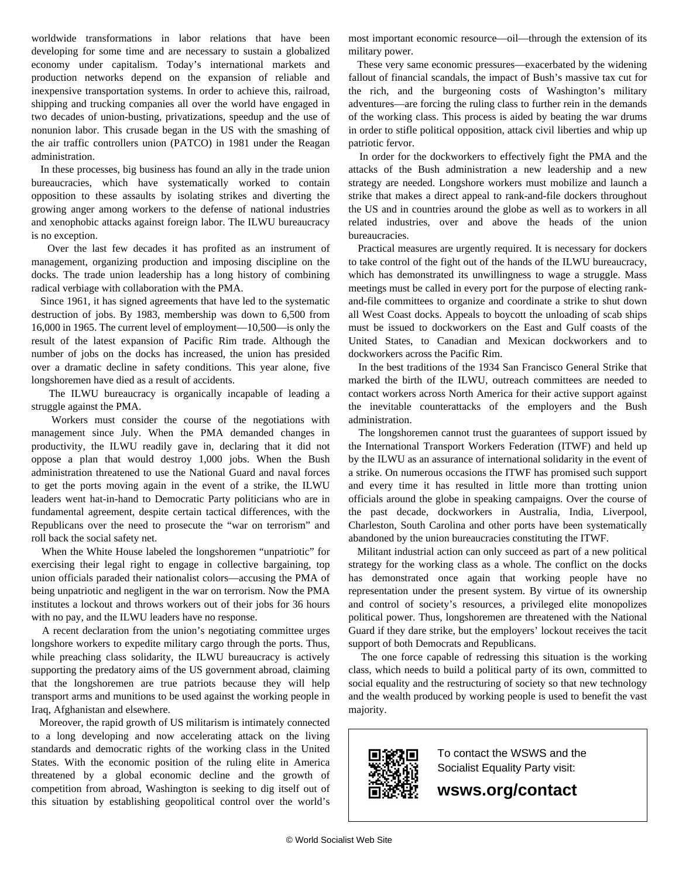worldwide transformations in labor relations that have been developing for some time and are necessary to sustain a globalized economy under capitalism. Today's international markets and production networks depend on the expansion of reliable and inexpensive transportation systems. In order to achieve this, railroad, shipping and trucking companies all over the world have engaged in two decades of union-busting, privatizations, speedup and the use of nonunion labor. This crusade began in the US with the smashing of the air traffic controllers union (PATCO) in 1981 under the Reagan administration.

In these processes, big business has found an ally in the trade union bureaucracies, which have systematically worked to contain opposition to these assaults by isolating strikes and diverting the growing anger among workers to the defense of national industries and xenophobic attacks against foreign labor. The ILWU bureaucracy is no exception.

Over the last few decades it has profited as an instrument of management, organizing production and imposing discipline on the docks. The trade union leadership has a long history of combining radical verbiage with collaboration with the PMA.

Since 1961, it has signed agreements that have led to the systematic destruction of jobs. By 1983, membership was down to 6,500 from 16,000 in 1965. The current level of employment—10,500—is only the result of the latest expansion of Pacific Rim trade. Although the number of jobs on the docks has increased, the union has presided over a dramatic decline in safety conditions. This year alone, five longshoremen have died as a result of accidents.

The ILWU bureaucracy is organically incapable of leading a struggle against the PMA.

Workers must consider the course of the negotiations with management since July. When the PMA demanded changes in productivity, the ILWU readily gave in, declaring that it did not oppose a plan that would destroy 1,000 jobs. When the Bush administration threatened to use the National Guard and naval forces to get the ports moving again in the event of a strike, the ILWU leaders went hat-in-hand to Democratic Party politicians who are in fundamental agreement, despite certain tactical differences, with the Republicans over the need to prosecute the "war on terrorism" and roll back the social safety net.

When the White House labeled the longshoremen "unpatriotic" for exercising their legal right to engage in collective bargaining, top union officials paraded their nationalist colors—accusing the PMA of being unpatriotic and negligent in the war on terrorism. Now the PMA institutes a lockout and throws workers out of their jobs for 36 hours with no pay, and the ILWU leaders have no response.

A recent declaration from the union's negotiating committee urges longshore workers to expedite military cargo through the ports. Thus, while preaching class solidarity, the ILWU bureaucracy is actively supporting the predatory aims of the US government abroad, claiming that the longshoremen are true patriots because they will help transport arms and munitions to be used against the working people in Iraq, Afghanistan and elsewhere.

Moreover, the rapid growth of US militarism is intimately connected to a long developing and now accelerating attack on the living standards and democratic rights of the working class in the United States. With the economic position of the ruling elite in America threatened by a global economic decline and the growth of competition from abroad, Washington is seeking to dig itself out of this situation by establishing geopolitical control over the world's most important economic resource—oil—through the extension of its military power.

These very same economic pressures—exacerbated by the widening fallout of financial scandals, the impact of Bush's massive tax cut for the rich, and the burgeoning costs of Washington's military adventures—are forcing the ruling class to further rein in the demands of the working class. This process is aided by beating the war drums in order to stifle political opposition, attack civil liberties and whip up patriotic fervor.

In order for the dockworkers to effectively fight the PMA and the attacks of the Bush administration a new leadership and a new strategy are needed. Longshore workers must mobilize and launch a strike that makes a direct appeal to rank-and-file dockers throughout the US and in countries around the globe as well as to workers in all related industries, over and above the heads of the union bureaucracies.

Practical measures are urgently required. It is necessary for dockers to take control of the fight out of the hands of the ILWU bureaucracy, which has demonstrated its unwillingness to wage a struggle. Mass meetings must be called in every port for the purpose of electing rank-and-file committees to organize and coordinate a strike to shut down all West Coast docks. Appeals to boycott the unloading of scab ships must be issued to dockworkers on the East and Gulf coasts of the United States, to Canadian and Mexican dockworkers and to dockworkers across the Pacific Rim.

In the best traditions of the 1934 San Francisco General Strike that marked the birth of the ILWU, outreach committees are needed to contact workers across North America for their active support against the inevitable counterattacks of the employers and the Bush administration.

The longshoremen cannot trust the guarantees of support issued by the International Transport Workers Federation (ITWF) and held up by the ILWU as an assurance of international solidarity in the event of a strike. On numerous occasions the ITWF has promised such support and every time it has resulted in little more than trotting union officials around the globe in speaking campaigns. Over the course of the past decade, dockworkers in Australia, India, Liverpool, Charleston, South Carolina and other ports have been systematically abandoned by the union bureaucracies constituting the ITWF.

Militant industrial action can only succeed as part of a new political strategy for the working class as a whole. The conflict on the docks has demonstrated once again that working people have no representation under the present system. By virtue of its ownership and control of society's resources, a privileged elite monopolizes political power. Thus, longshoremen are threatened with the National Guard if they dare strike, but the employers' lockout receives the tacit support of both Democrats and Republicans.

The one force capable of redressing this situation is the working class, which needs to build a political party of its own, committed to social equality and the restructuring of society so that new technology and the wealth produced by working people is used to benefit the vast majority.

To contact the WSWS and the Socialist Equality Party visit:

**wsws.org/contact**